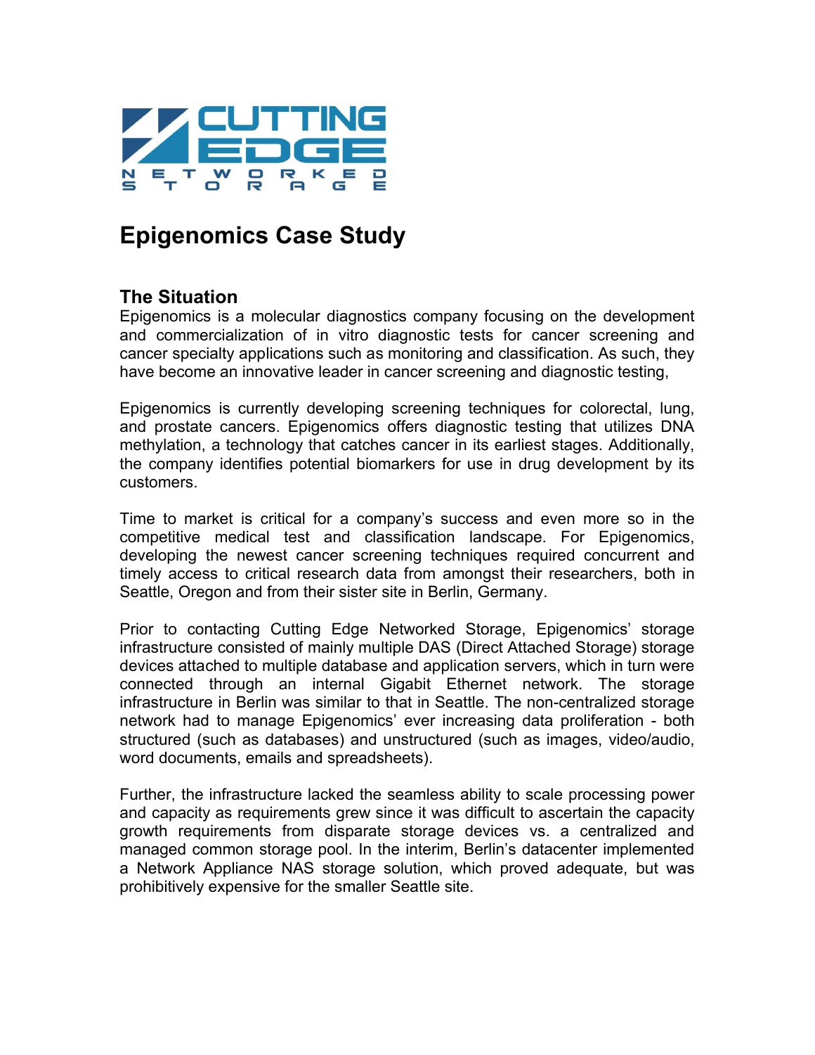CUTTING EDGE NETWORKED STORAGE

# Epigenomics Case Study

## The Situation

Epigenomics is a molecular diagnostics company focusing on the development and commercialization of in vitro diagnostic tests for cancer screening and cancer specialty applications such as monitoring and classification. As such, they have become an innovative leader in cancer screening and diagnostic testing,

Epigenomics is currently developing screening techniques for colorectal, lung, and prostate cancers. Epigenomics offers diagnostic testing that utilizes DNA methylation, a technology that catches cancer in its earliest stages. Additionally, the company identifies potential biomarkers for use in drug development by its customers.

Time to market is critical for a company's success and even more so in the competitive medical test and classification landscape. For Epigenomics, developing the newest cancer screening techniques required concurrent and timely access to critical research data from amongst their researchers, both in Seattle, Oregon and from their sister site in Berlin, Germany.

Prior to contacting Cutting Edge Networked Storage, Epigenomics' storage infrastructure consisted of mainly multiple DAS (Direct Attached Storage) storage devices attached to multiple database and application servers, which in turn were connected through an internal Gigabit Ethernet network. The storage infrastructure in Berlin was similar to that in Seattle. The non-centralized storage network had to manage Epigenomics' ever increasing data proliferation - both structured (such as databases) and unstructured (such as images, video/audio, word documents, emails and spreadsheets).

Further, the infrastructure lacked the seamless ability to scale processing power and capacity as requirements grew since it was difficult to ascertain the capacity growth requirements from disparate storage devices vs. a centralized and managed common storage pool. In the interim, Berlin's datacenter implemented a Network Appliance NAS storage solution, which proved adequate, but was prohibitively expensive for the smaller Seattle site.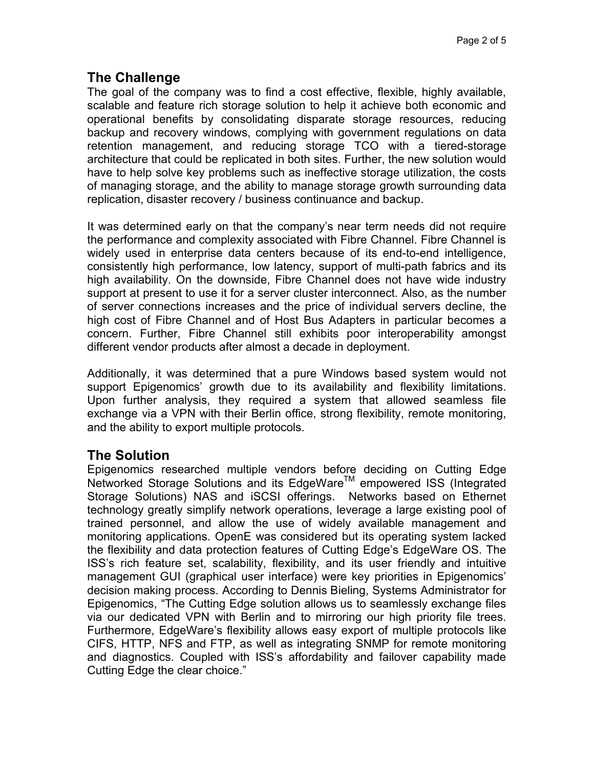## The Challenge

The goal of the company was to find a cost effective, flexible, highly available, scalable and feature rich storage solution to help it achieve both economic and operational benefits by consolidating disparate storage resources, reducing backup and recovery windows, complying with government regulations on data retention management, and reducing storage TCO with a tiered-storage architecture that could be replicated in both sites. Further, the new solution would have to help solve key problems such as ineffective storage utilization, the costs of managing storage, and the ability to manage storage growth surrounding data replication, disaster recovery / business continuance and backup.

It was determined early on that the company's near term needs did not require the performance and complexity associated with Fibre Channel. Fibre Channel is widely used in enterprise data centers because of its end-to-end intelligence, consistently high performance, low latency, support of multi-path fabrics and its high availability. On the downside, Fibre Channel does not have wide industry support at present to use it for a server cluster interconnect. Also, as the number of server connections increases and the price of individual servers decline, the high cost of Fibre Channel and of Host Bus Adapters in particular becomes a concern. Further, Fibre Channel still exhibits poor interoperability amongst different vendor products after almost a decade in deployment.

Additionally, it was determined that a pure Windows based system would not support Epigenomics' growth due to its availability and flexibility limitations. Upon further analysis, they required a system that allowed seamless file exchange via a VPN with their Berlin office, strong flexibility, remote monitoring, and the ability to export multiple protocols.

## The Solution

Epigenomics researched multiple vendors before deciding on Cutting Edge Networked Storage Solutions and its EdgeWare™ empowered ISS (Integrated Storage Solutions) NAS and iSCSI offerings. Networks based on Ethernet technology greatly simplify network operations, leverage a large existing pool of trained personnel, and allow the use of widely available management and monitoring applications. OpenE was considered but its operating system lacked the flexibility and data protection features of Cutting Edge's EdgeWare OS. The ISS's rich feature set, scalability, flexibility, and its user friendly and intuitive management GUI (graphical user interface) were key priorities in Epigenomics' decision making process. According to Dennis Bieling, Systems Administrator for Epigenomics, "The Cutting Edge solution allows us to seamlessly exchange files via our dedicated VPN with Berlin and to mirroring our high priority file trees. Furthermore, EdgeWare's flexibility allows easy export of multiple protocols like CIFS, HTTP, NFS and FTP, as well as integrating SNMP for remote monitoring and diagnostics. Coupled with ISS's affordability and failover capability made Cutting Edge the clear choice."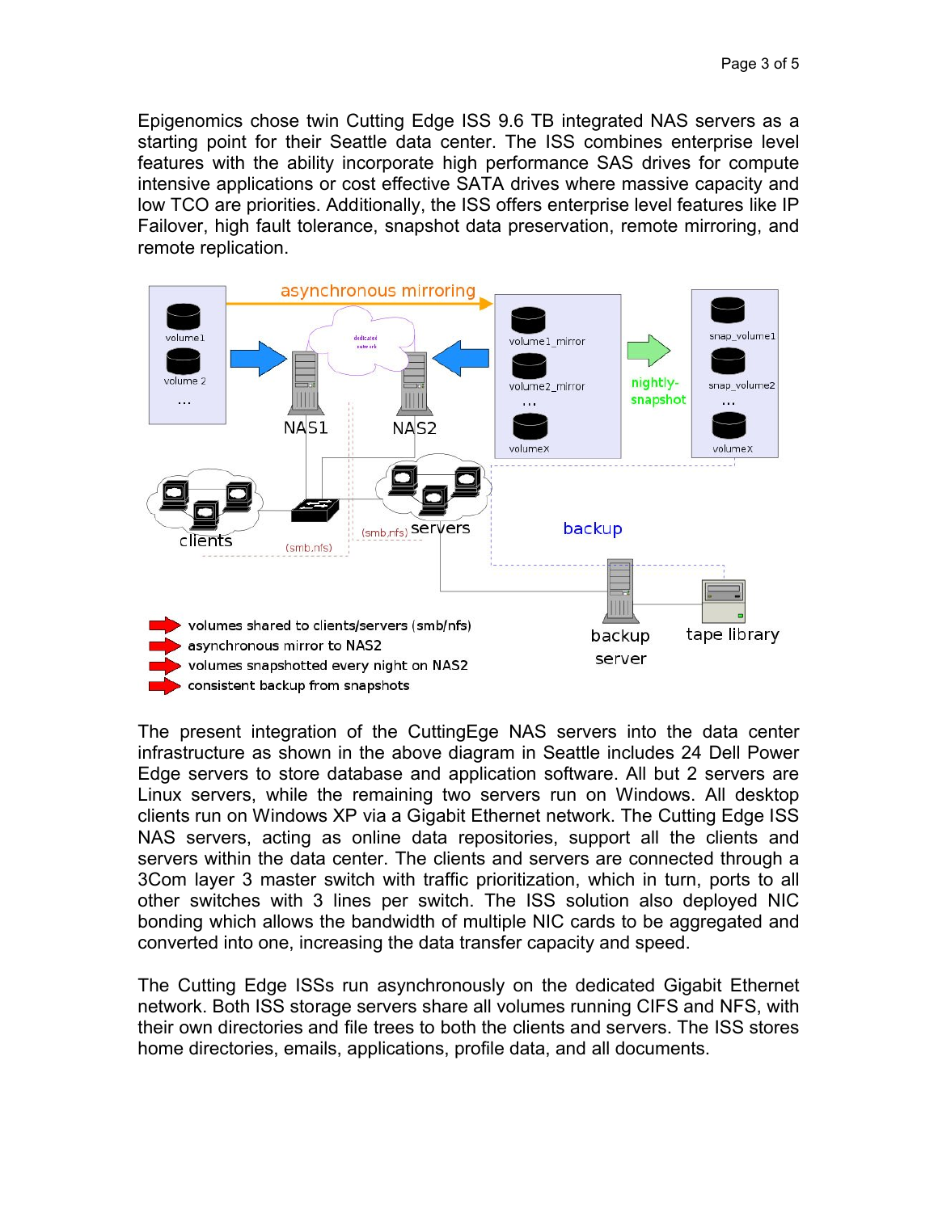Epigenomics chose twin Cutting Edge ISS 9.6 TB integrated NAS servers as a starting point for their Seattle data center. The ISS combines enterprise level features with the ability incorporate high performance SAS drives for compute intensive applications or cost effective SATA drives where massive capacity and low TCO are priorities. Additionally, the ISS offers enterprise level features like IP Failover, high fault tolerance, snapshot data preservation, remote mirroring, and remote replication.

The present integration of the CuttingEge NAS servers into the data center infrastructure as shown in the above diagram in Seattle includes 24 Dell Power Edge servers to store database and application software. All but 2 servers are Linux servers, while the remaining two servers run on Windows. All desktop clients run on Windows XP via a Gigabit Ethernet network. The Cutting Edge ISS NAS servers, acting as online data repositories, support all the clients and servers within the data center. The clients and servers are connected through a 3Com layer 3 master switch with traffic prioritization, which in turn, ports to all other switches with 3 lines per switch. The ISS solution also deployed NIC bonding which allows the bandwidth of multiple NIC cards to be aggregated and converted into one, increasing the data transfer capacity and speed.

The Cutting Edge ISSs run asynchronously on the dedicated Gigabit Ethernet network. Both ISS storage servers share all volumes running CIFS and NFS, with their own directories and file trees to both the clients and servers. The ISS stores home directories, emails, applications, profile data, and all documents.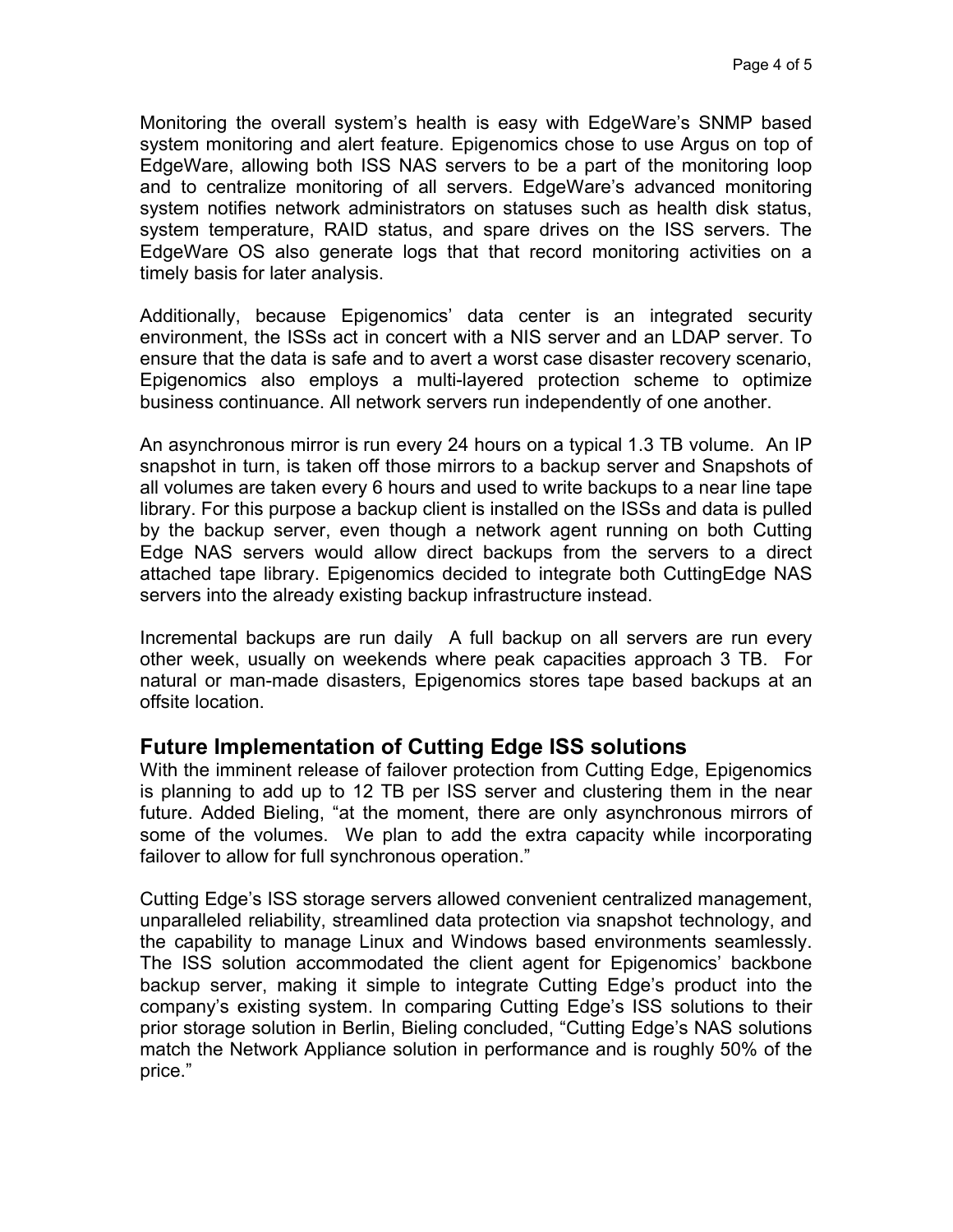Monitoring the overall system's health is easy with EdgeWare's SNMP based system monitoring and alert feature. Epigenomics chose to use Argus on top of EdgeWare, allowing both ISS NAS servers to be a part of the monitoring loop and to centralize monitoring of all servers. EdgeWare's advanced monitoring system notifies network administrators on statuses such as health disk status, system temperature, RAID status, and spare drives on the ISS servers. The EdgeWare OS also generate logs that that record monitoring activities on a timely basis for later analysis.

Additionally, because Epigenomics' data center is an integrated security environment, the ISSs act in concert with a NIS server and an LDAP server. To ensure that the data is safe and to avert a worst case disaster recovery scenario, Epigenomics also employs a multi-layered protection scheme to optimize business continuance. All network servers run independently of one another.

An asynchronous mirror is run every 24 hours on a typical 1.3 TB volume. An IP snapshot in turn, is taken off those mirrors to a backup server and Snapshots of all volumes are taken every 6 hours and used to write backups to a near line tape library. For this purpose a backup client is installed on the ISSs and data is pulled by the backup server, even though a network agent running on both Cutting Edge NAS servers would allow direct backups from the servers to a direct attached tape library. Epigenomics decided to integrate both CuttingEdge NAS servers into the already existing backup infrastructure instead.

Incremental backups are run daily A full backup on all servers are run every other week, usually on weekends where peak capacities approach 3 TB. For natural or man-made disasters, Epigenomics stores tape based backups at an offsite location.

## Future Implementation of Cutting Edge ISS solutions

With the imminent release of failover protection from Cutting Edge, Epigenomics is planning to add up to 12 TB per ISS server and clustering them in the near future. Added Bieling, "at the moment, there are only asynchronous mirrors of some of the volumes. We plan to add the extra capacity while incorporating failover to allow for full synchronous operation."

Cutting Edge's ISS storage servers allowed convenient centralized management, unparalleled reliability, streamlined data protection via snapshot technology, and the capability to manage Linux and Windows based environments seamlessly. The ISS solution accommodated the client agent for Epigenomics' backbone backup server, making it simple to integrate Cutting Edge's product into the company's existing system. In comparing Cutting Edge's ISS solutions to their prior storage solution in Berlin, Bieling concluded, "Cutting Edge's NAS solutions match the Network Appliance solution in performance and is roughly 50% of the price."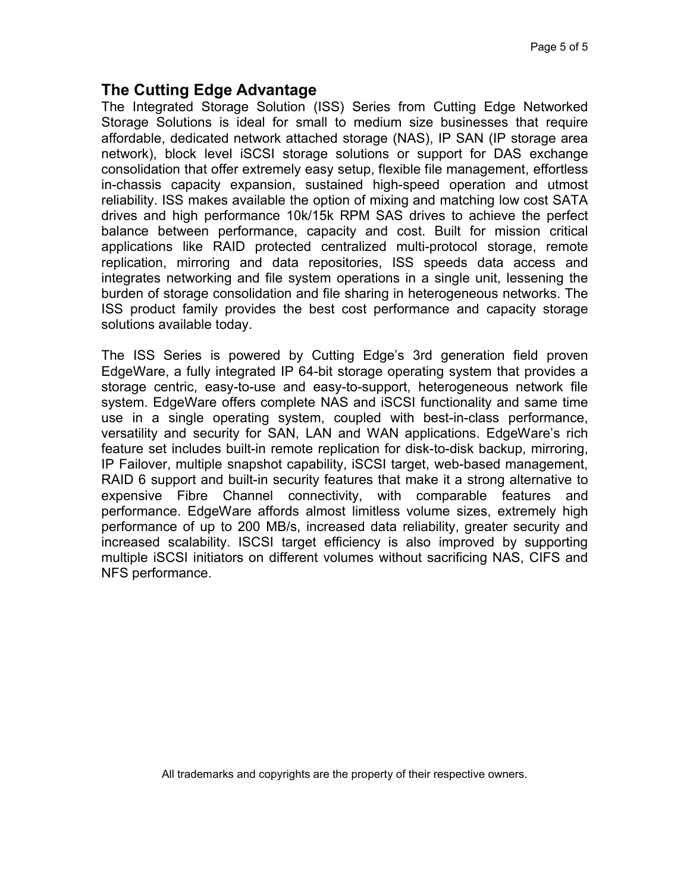## The Cutting Edge Advantage

The Integrated Storage Solution (ISS) Series from Cutting Edge Networked Storage Solutions is ideal for small to medium size businesses that require affordable, dedicated network attached storage (NAS), IP SAN (IP storage area network), block level iSCSI storage solutions or support for DAS exchange consolidation that offer extremely easy setup, flexible file management, effortless in-chassis capacity expansion, sustained high-speed operation and utmost reliability. ISS makes available the option of mixing and matching low cost SATA drives and high performance 10k/15k RPM SAS drives to achieve the perfect balance between performance, capacity and cost. Built for mission critical applications like RAID protected centralized multi-protocol storage, remote replication, mirroring and data repositories, ISS speeds data access and integrates networking and file system operations in a single unit, lessening the burden of storage consolidation and file sharing in heterogeneous networks. The ISS product family provides the best cost performance and capacity storage solutions available today.

The ISS Series is powered by Cutting Edge's 3rd generation field proven EdgeWare, a fully integrated IP 64-bit storage operating system that provides a storage centric, easy-to-use and easy-to-support, heterogeneous network file system. EdgeWare offers complete NAS and iSCSI functionality and same time use in a single operating system, coupled with best-in-class performance, versatility and security for SAN, LAN and WAN applications. EdgeWare's rich feature set includes built-in remote replication for disk-to-disk backup, mirroring, IP Failover, multiple snapshot capability, iSCSI target, web-based management, RAID 6 support and built-in security features that make it a strong alternative to expensive Fibre Channel connectivity, with comparable features and performance. EdgeWare affords almost limitless volume sizes, extremely high performance of up to 200 MB/s, increased data reliability, greater security and increased scalability. ISCSI target efficiency is also improved by supporting multiple iSCSI initiators on different volumes without sacrificing NAS, CIFS and NFS performance.

All trademarks and copyrights are the property of their respective owners.